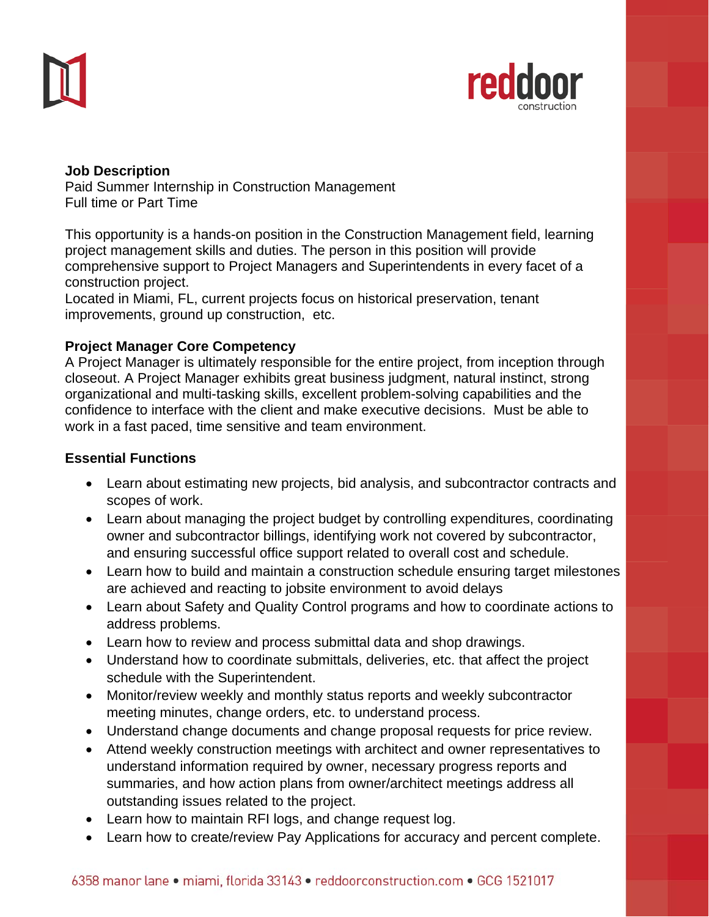**Job Description**
Paid Summer Internship in Construction Management
Full time or Part Time

This opportunity is a hands-on position in the Construction Management field, learning project management skills and duties. The person in this position will provide comprehensive support to Project Managers and Superintendents in every facet of a construction project.
Located in Miami, FL, current projects focus on historical preservation, tenant improvements, ground up construction, etc.

**Project Manager Core Competency**
A Project Manager is ultimately responsible for the entire project, from inception through closeout. A Project Manager exhibits great business judgment, natural instinct, strong organizational and multi-tasking skills, excellent problem-solving capabilities and the confidence to interface with the client and make executive decisions. Must be able to work in a fast paced, time sensitive and team environment.

**Essential Functions**

- Learn about estimating new projects, bid analysis, and subcontractor contracts and scopes of work.
- Learn about managing the project budget by controlling expenditures, coordinating owner and subcontractor billings, identifying work not covered by subcontractor, and ensuring successful office support related to overall cost and schedule.
- Learn how to build and maintain a construction schedule ensuring target milestones are achieved and reacting to jobsite environment to avoid delays
- Learn about Safety and Quality Control programs and how to coordinate actions to address problems.
- Learn how to review and process submittal data and shop drawings.
- Understand how to coordinate submittals, deliveries, etc. that affect the project schedule with the Superintendent.
- Monitor/review weekly and monthly status reports and weekly subcontractor meeting minutes, change orders, etc. to understand process.
- Understand change documents and change proposal requests for price review.
- Attend weekly construction meetings with architect and owner representatives to understand information required by owner, necessary progress reports and summaries, and how action plans from owner/architect meetings address all outstanding issues related to the project.
- Learn how to maintain RFI logs, and change request log.
- Learn how to create/review Pay Applications for accuracy and percent complete.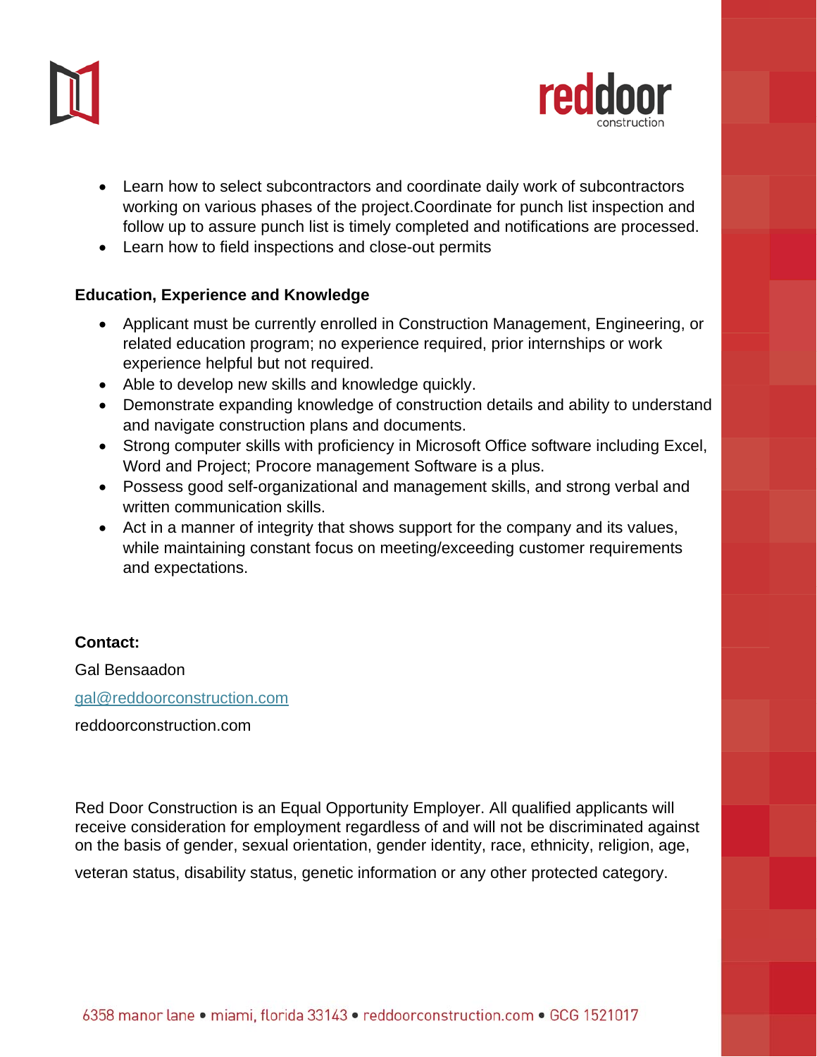- Learn how to select subcontractors and coordinate daily work of subcontractors working on various phases of the project.Coordinate for punch list inspection and follow up to assure punch list is timely completed and notifications are processed.
- Learn how to field inspections and close-out permits

**Education, Experience and Knowledge**

- Applicant must be currently enrolled in Construction Management, Engineering, or related education program; no experience required, prior internships or work experience helpful but not required.
- Able to develop new skills and knowledge quickly.
- Demonstrate expanding knowledge of construction details and ability to understand and navigate construction plans and documents.
- Strong computer skills with proficiency in Microsoft Office software including Excel, Word and Project; Procore management Software is a plus.
- Possess good self-organizational and management skills, and strong verbal and written communication skills.
- Act in a manner of integrity that shows support for the company and its values, while maintaining constant focus on meeting/exceeding customer requirements and expectations.

**Contact:**

Gal Bensaadon

gal@reddoorconstruction.com

reddoorconstruction.com

Red Door Construction is an Equal Opportunity Employer. All qualified applicants will receive consideration for employment regardless of and will not be discriminated against on the basis of gender, sexual orientation, gender identity, race, ethnicity, religion, age, veteran status, disability status, genetic information or any other protected category.